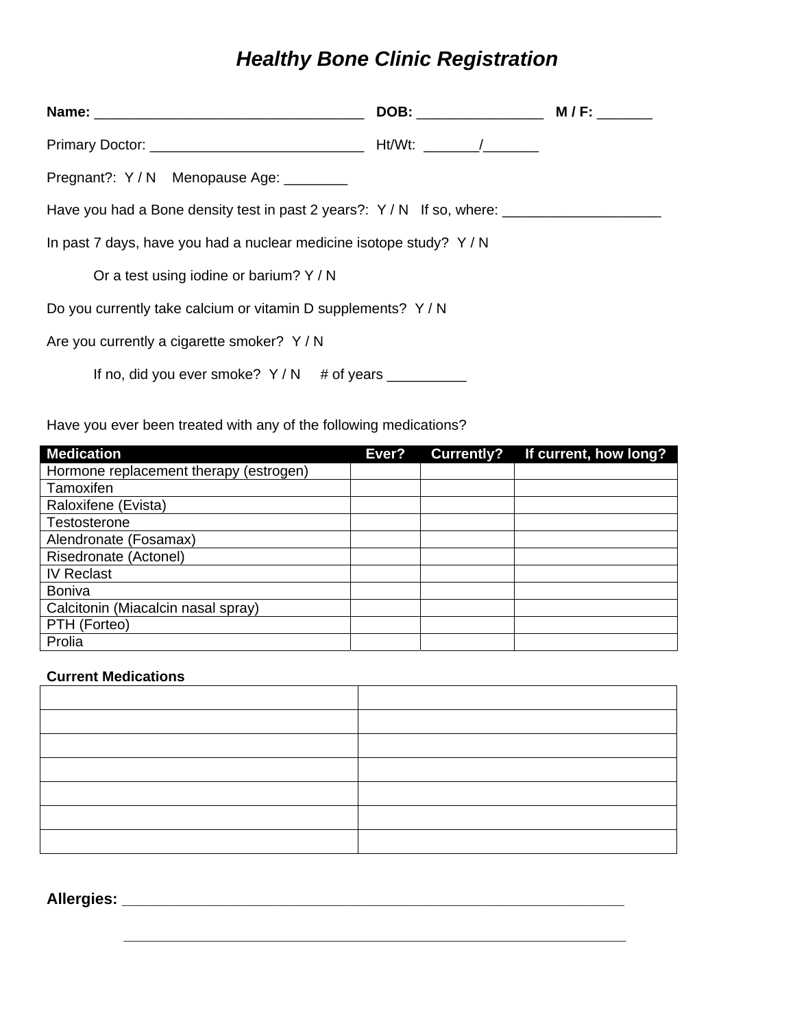# *Healthy Bone Clinic Registration*

**Name:** ___________________________________ **DOB:** ________________ **M / F:** _______

Primary Doctor: ___________________________ Ht/Wt: _______/_______

Pregnant?: Y / N Menopause Age: ________

Have you had a Bone density test in past 2 years?: Y / N If so, where: ____________________

In past 7 days, have you had a nuclear medicine isotope study? Y / N

Or a test using iodine or barium? Y / N

Do you currently take calcium or vitamin D supplements? Y / N

Are you currently a cigarette smoker? Y / N

If no, did you ever smoke? Y / N # of years __________

Have you ever been treated with any of the following medications?

| Medication | Ever? | Currently? | If current, how long? |
|---|---|---|---|
| Hormone replacement therapy (estrogen) | | | |
| Tamoxifen | | | |
| Raloxifene (Evista) | | | |
| Testosterone | | | |
| Alendronate (Fosamax) | | | |
| Risedronate (Actonel) | | | |
| IV Reclast | | | |
| Boniva | | | |
| Calcitonin (Miacalcin nasal spray) | | | |
| PTH (Forteo) | | | |
| Prolia | | | |

**Current Medications**

| | |
|---|---|
| | |
| | |
| | |
| | |
| | |
| | |
| | |

**Allergies:** ________________________________________________________________

________________________________________________________________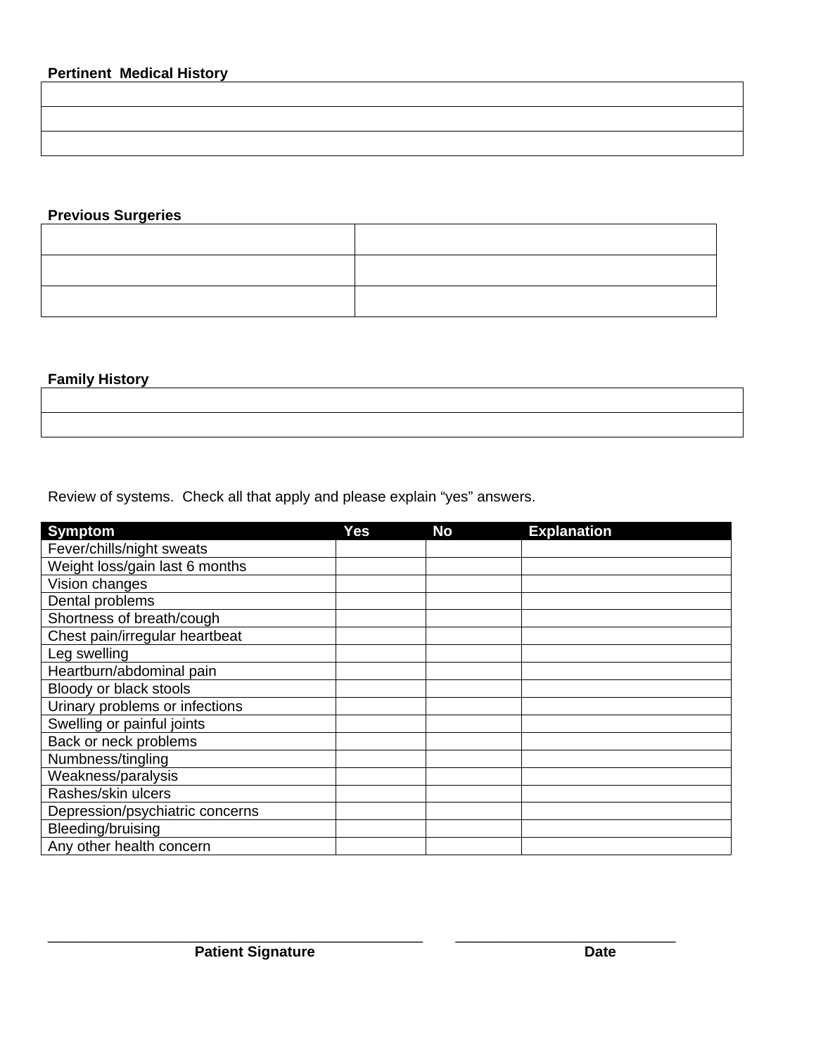**Pertinent Medical History**

| |
|---|
| |
| |
| |

**Previous Surgeries**

| | |
|---|---|
| | |
| | |
| | |

**Family History**

| |
|---|
| |
| |

Review of systems. Check all that apply and please explain "yes" answers.

| Symptom | Yes | No | Explanation |
|---|---|---|---|
| Fever/chills/night sweats | | | |
| Weight loss/gain last 6 months | | | |
| Vision changes | | | |
| Dental problems | | | |
| Shortness of breath/cough | | | |
| Chest pain/irregular heartbeat | | | |
| Leg swelling | | | |
| Heartburn/abdominal pain | | | |
| Bloody or black stools | | | |
| Urinary problems or infections | | | |
| Swelling or painful joints | | | |
| Back or neck problems | | | |
| Numbness/tingling | | | |
| Weakness/paralysis | | | |
| Rashes/skin ulcers | | | |
| Depression/psychiatric concerns | | | |
| Bleeding/bruising | | | |
| Any other health concern | | | |

_______________________________________________ **Patient Signature**

____________________________ **Date**